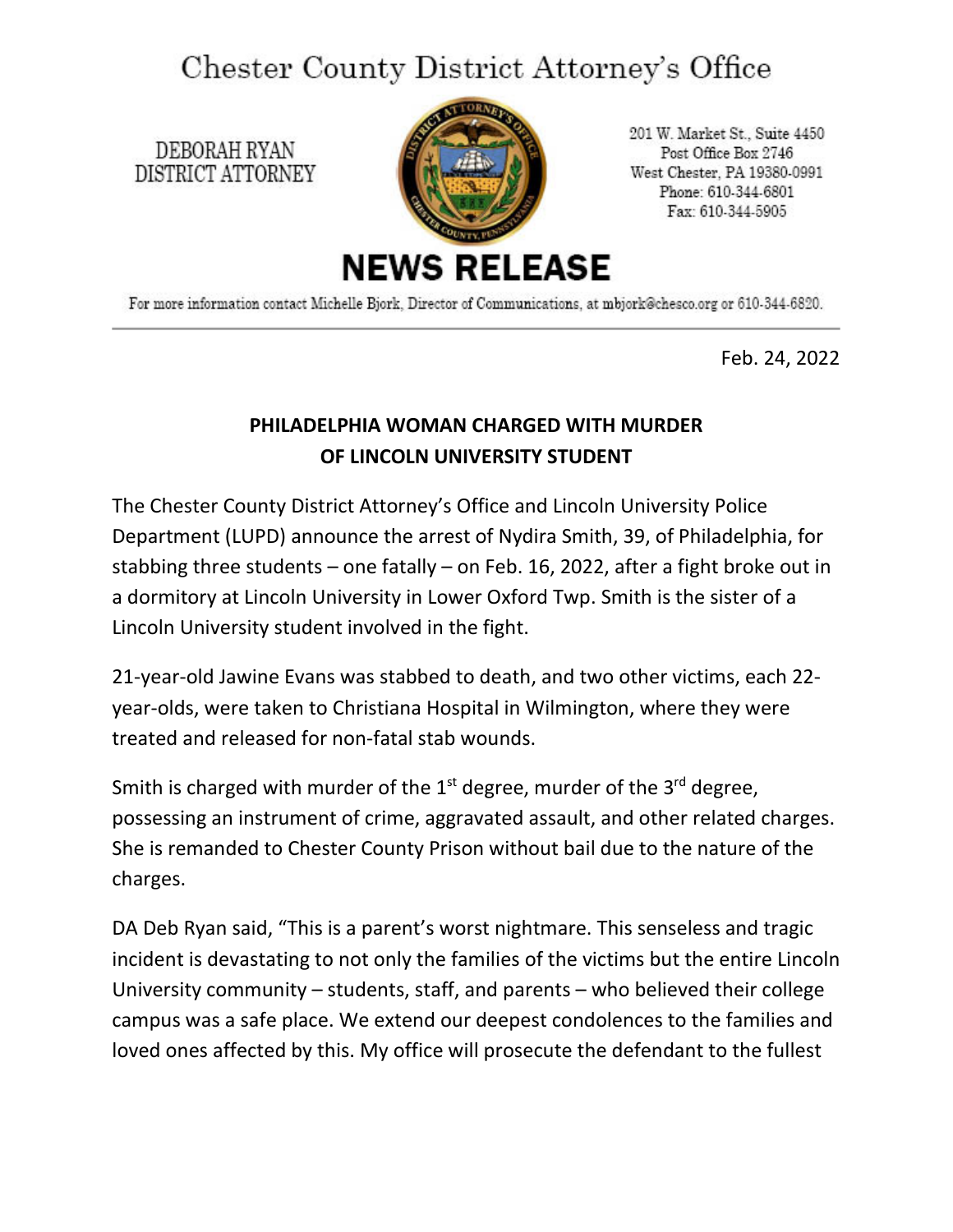# Chester County District Attorney's Office

DEBORAH RYAN
DISTRICT ATTORNEY

201 W. Market St., Suite 4450
Post Office Box 2746
West Chester, PA 19380-0991
Phone: 610-344-6801
Fax: 610-344-5905

## NEWS RELEASE

For more information contact Michelle Bjork, Director of Communications, at mbjork@chesco.org or 610-344-6820.

---

Feb. 24, 2022

**PHILADELPHIA WOMAN CHARGED WITH MURDER OF LINCOLN UNIVERSITY STUDENT**

The Chester County District Attorney's Office and Lincoln University Police Department (LUPD) announce the arrest of Nydira Smith, 39, of Philadelphia, for stabbing three students – one fatally – on Feb. 16, 2022, after a fight broke out in a dormitory at Lincoln University in Lower Oxford Twp. Smith is the sister of a Lincoln University student involved in the fight.

21-year-old Jawine Evans was stabbed to death, and two other victims, each 22-year-olds, were taken to Christiana Hospital in Wilmington, where they were treated and released for non-fatal stab wounds.

Smith is charged with murder of the 1st degree, murder of the 3rd degree, possessing an instrument of crime, aggravated assault, and other related charges. She is remanded to Chester County Prison without bail due to the nature of the charges.

DA Deb Ryan said, "This is a parent's worst nightmare. This senseless and tragic incident is devastating to not only the families of the victims but the entire Lincoln University community – students, staff, and parents – who believed their college campus was a safe place. We extend our deepest condolences to the families and loved ones affected by this. My office will prosecute the defendant to the fullest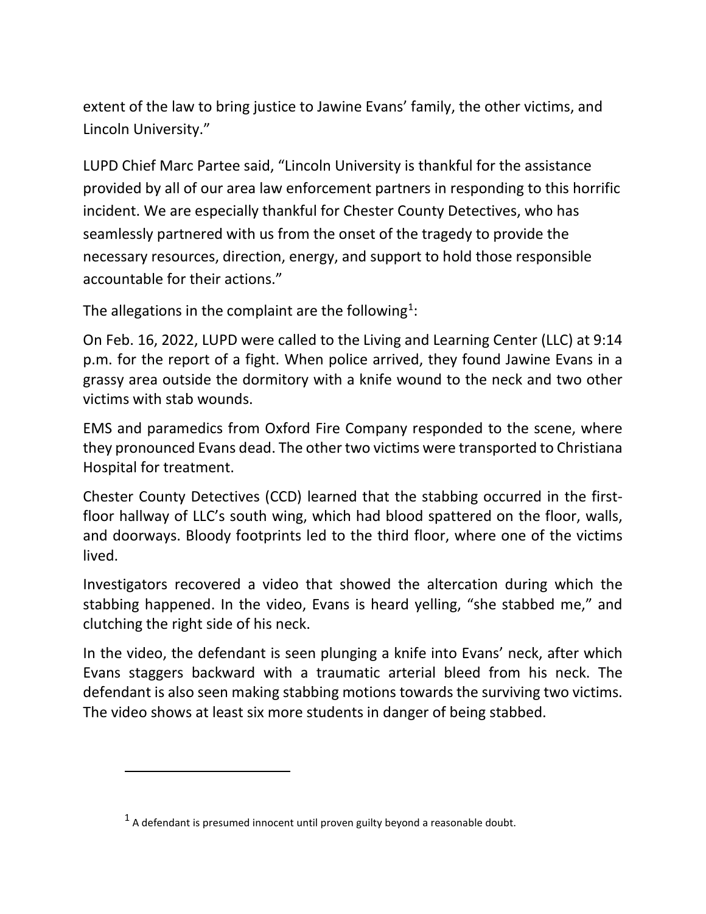extent of the law to bring justice to Jawine Evans' family, the other victims, and Lincoln University."

LUPD Chief Marc Partee said, "Lincoln University is thankful for the assistance provided by all of our area law enforcement partners in responding to this horrific incident. We are especially thankful for Chester County Detectives, who has seamlessly partnered with us from the onset of the tragedy to provide the necessary resources, direction, energy, and support to hold those responsible accountable for their actions."

The allegations in the complaint are the following[1]:

On Feb. 16, 2022, LUPD were called to the Living and Learning Center (LLC) at 9:14 p.m. for the report of a fight. When police arrived, they found Jawine Evans in a grassy area outside the dormitory with a knife wound to the neck and two other victims with stab wounds.

EMS and paramedics from Oxford Fire Company responded to the scene, where they pronounced Evans dead. The other two victims were transported to Christiana Hospital for treatment.

Chester County Detectives (CCD) learned that the stabbing occurred in the first-floor hallway of LLC's south wing, which had blood spattered on the floor, walls, and doorways. Bloody footprints led to the third floor, where one of the victims lived.

Investigators recovered a video that showed the altercation during which the stabbing happened. In the video, Evans is heard yelling, "she stabbed me," and clutching the right side of his neck.

In the video, the defendant is seen plunging a knife into Evans' neck, after which Evans staggers backward with a traumatic arterial bleed from his neck. The defendant is also seen making stabbing motions towards the surviving two victims. The video shows at least six more students in danger of being stabbed.

---

[1] A defendant is presumed innocent until proven guilty beyond a reasonable doubt.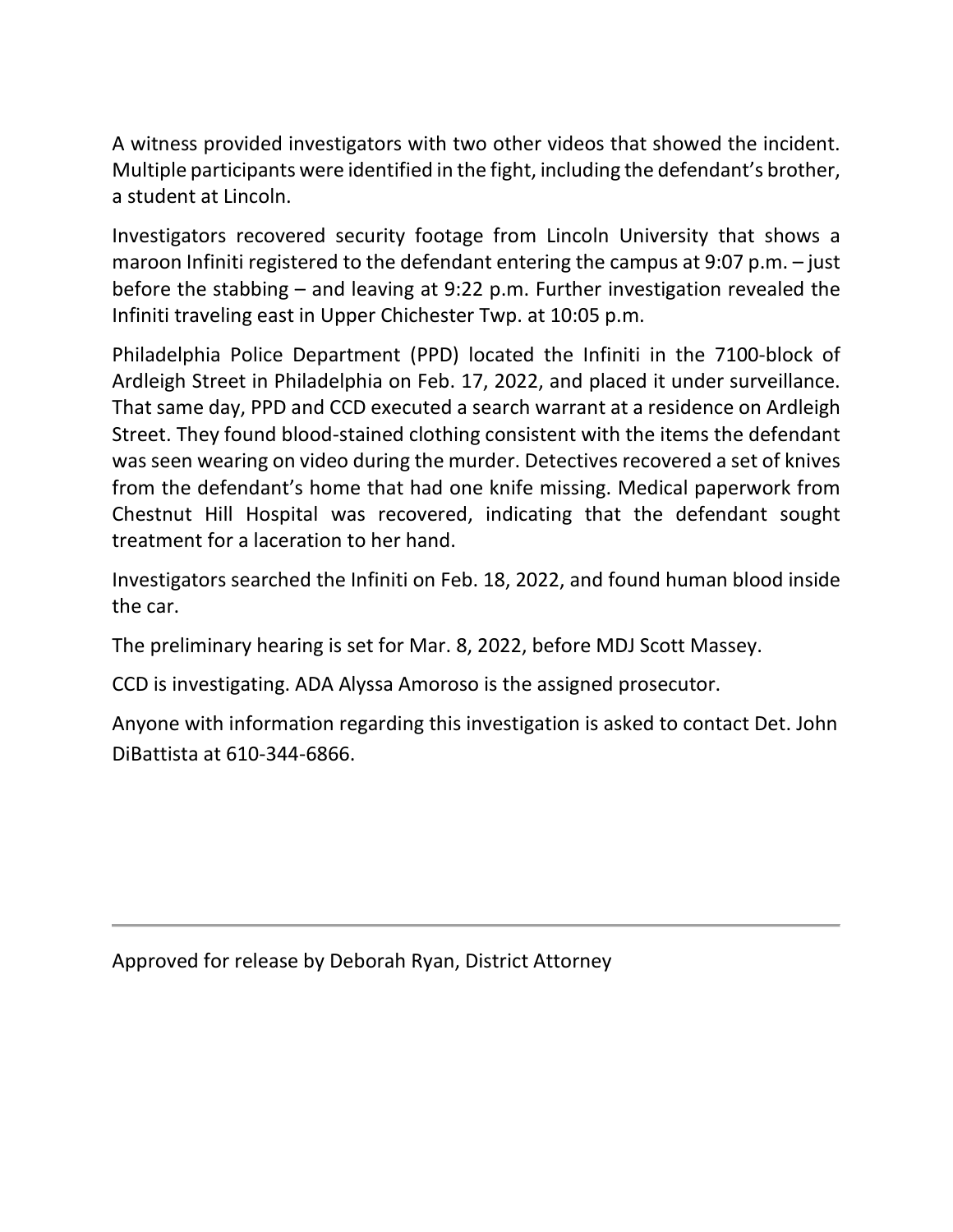A witness provided investigators with two other videos that showed the incident. Multiple participants were identified in the fight, including the defendant's brother, a student at Lincoln.

Investigators recovered security footage from Lincoln University that shows a maroon Infiniti registered to the defendant entering the campus at 9:07 p.m. – just before the stabbing – and leaving at 9:22 p.m. Further investigation revealed the Infiniti traveling east in Upper Chichester Twp. at 10:05 p.m.

Philadelphia Police Department (PPD) located the Infiniti in the 7100-block of Ardleigh Street in Philadelphia on Feb. 17, 2022, and placed it under surveillance. That same day, PPD and CCD executed a search warrant at a residence on Ardleigh Street. They found blood-stained clothing consistent with the items the defendant was seen wearing on video during the murder. Detectives recovered a set of knives from the defendant's home that had one knife missing. Medical paperwork from Chestnut Hill Hospital was recovered, indicating that the defendant sought treatment for a laceration to her hand.

Investigators searched the Infiniti on Feb. 18, 2022, and found human blood inside the car.

The preliminary hearing is set for Mar. 8, 2022, before MDJ Scott Massey.

CCD is investigating. ADA Alyssa Amoroso is the assigned prosecutor.

Anyone with information regarding this investigation is asked to contact Det. John DiBattista at 610-344-6866.

---

Approved for release by Deborah Ryan, District Attorney